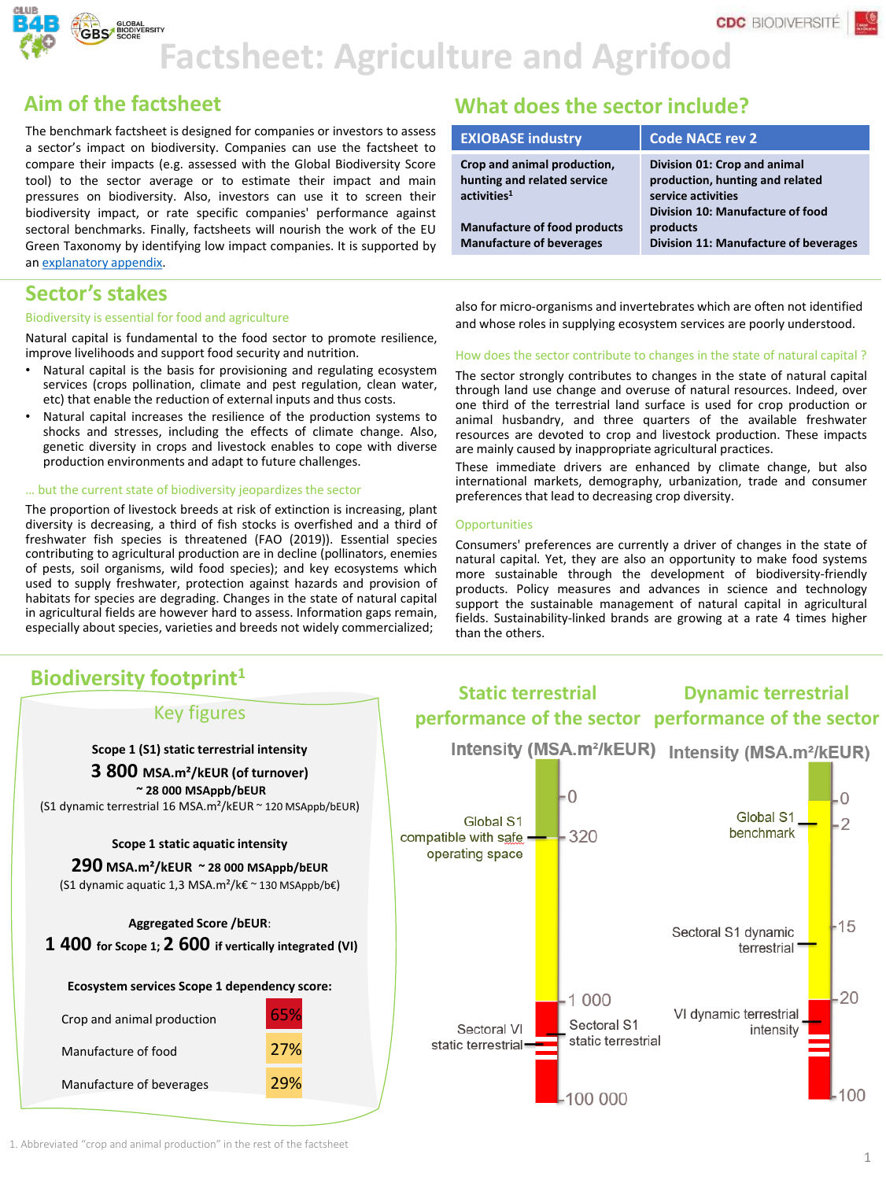# Factsheet: Agriculture and Agrifood

## Aim of the factsheet

The benchmark factsheet is designed for companies or investors to assess a sector's impact on biodiversity. Companies can use the factsheet to compare their impacts (e.g. assessed with the Global Biodiversity Score tool) to the sector average or to estimate their impact and main pressures on biodiversity. Also, investors can use it to screen their biodiversity impact, or rate specific companies' performance against sectoral benchmarks. Finally, factsheets will nourish the work of the EU Green Taxonomy by identifying low impact companies. It is supported by an explanatory appendix.

## What does the sector include?

| EXIOBASE industry | Code NACE rev 2 |
|---|---|
| **Crop and animal production, hunting and related service activities[1]** | **Division 01: Crop and animal production, hunting and related service activities** |
| **Manufacture of food products** | **Division 10: Manufacture of food products** |
| **Manufacture of beverages** | **Division 11: Manufacture of beverages** |

## Sector's stakes

### Biodiversity is essential for food and agriculture

Natural capital is fundamental to the food sector to promote resilience, improve livelihoods and support food security and nutrition.

- Natural capital is the basis for provisioning and regulating ecosystem services (crops pollination, climate and pest regulation, clean water, etc) that enable the reduction of external inputs and thus costs.
- Natural capital increases the resilience of the production systems to shocks and stresses, including the effects of climate change. Also, genetic diversity in crops and livestock enables to cope with diverse production environments and adapt to future challenges.

### … but the current state of biodiversity jeopardizes the sector

The proportion of livestock breeds at risk of extinction is increasing, plant diversity is decreasing, a third of fish stocks is overfished and a third of freshwater fish species is threatened (FAO (2019)). Essential species contributing to agricultural production are in decline (pollinators, enemies of pests, soil organisms, wild food species); and key ecosystems which used to supply freshwater, protection against hazards and provision of habitats for species are degrading. Changes in the state of natural capital in agricultural fields are however hard to assess. Information gaps remain, especially about species, varieties and breeds not widely commercialized; also for micro-organisms and invertebrates which are often not identified and whose roles in supplying ecosystem services are poorly understood.

### How does the sector contribute to changes in the state of natural capital ?

The sector strongly contributes to changes in the state of natural capital through land use change and overuse of natural resources. Indeed, over one third of the terrestrial land surface is used for crop production or animal husbandry, and three quarters of the available freshwater resources are devoted to crop and livestock production. These impacts are mainly caused by inappropriate agricultural practices.

These immediate drivers are enhanced by climate change, but also international markets, demography, urbanization, trade and consumer preferences that lead to decreasing crop diversity.

### Opportunities

Consumers' preferences are currently a driver of changes in the state of natural capital. Yet, they are also an opportunity to make food systems more sustainable through the development of biodiversity-friendly products. Policy measures and advances in science and technology support the sustainable management of natural capital in agricultural fields. Sustainability-linked brands are growing at a rate 4 times higher than the others.

## Biodiversity footprint[1]

### Key figures

**Scope 1 (S1) static terrestrial intensity**

**3 800 MSA.m²/kEUR (of turnover)**

**~ 28 000 MSAppb/bEUR**

(S1 dynamic terrestrial 16 MSA.m²/kEUR ~ 120 MSAppb/bEUR)

**Scope 1 static aquatic intensity**

**290 MSA.m²/kEUR ~ 28 000 MSAppb/bEUR**

(S1 dynamic aquatic 1,3 MSA.m²/k€ ~ 130 MSAppb/b€)

**Aggregated Score /bEUR:**

**1 400 for Scope 1; 2 600 if vertically integrated (VI)**

**Ecosystem services Scope 1 dependency score:**

| | |
|---|---|
| Crop and animal production | 65% |
| Manufacture of food | 27% |
| Manufacture of beverages | 29% |

### Static terrestrial performance of the sector

Intensity (MSA.m²/kEUR)

- 0
- Global S1 compatible with safe operating space: 320
- 1 000
- Sectoral S1 static terrestrial
- Sectoral VI static terrestrial
- 100 000

### Dynamic terrestrial performance of the sector

Intensity (MSA.m²/kEUR)

- 0
- Global S1 benchmark: 2
- Sectoral S1 dynamic terrestrial: 15
- 20
- VI dynamic terrestrial intensity
- 100

1. Abbreviated "crop and animal production" in the rest of the factsheet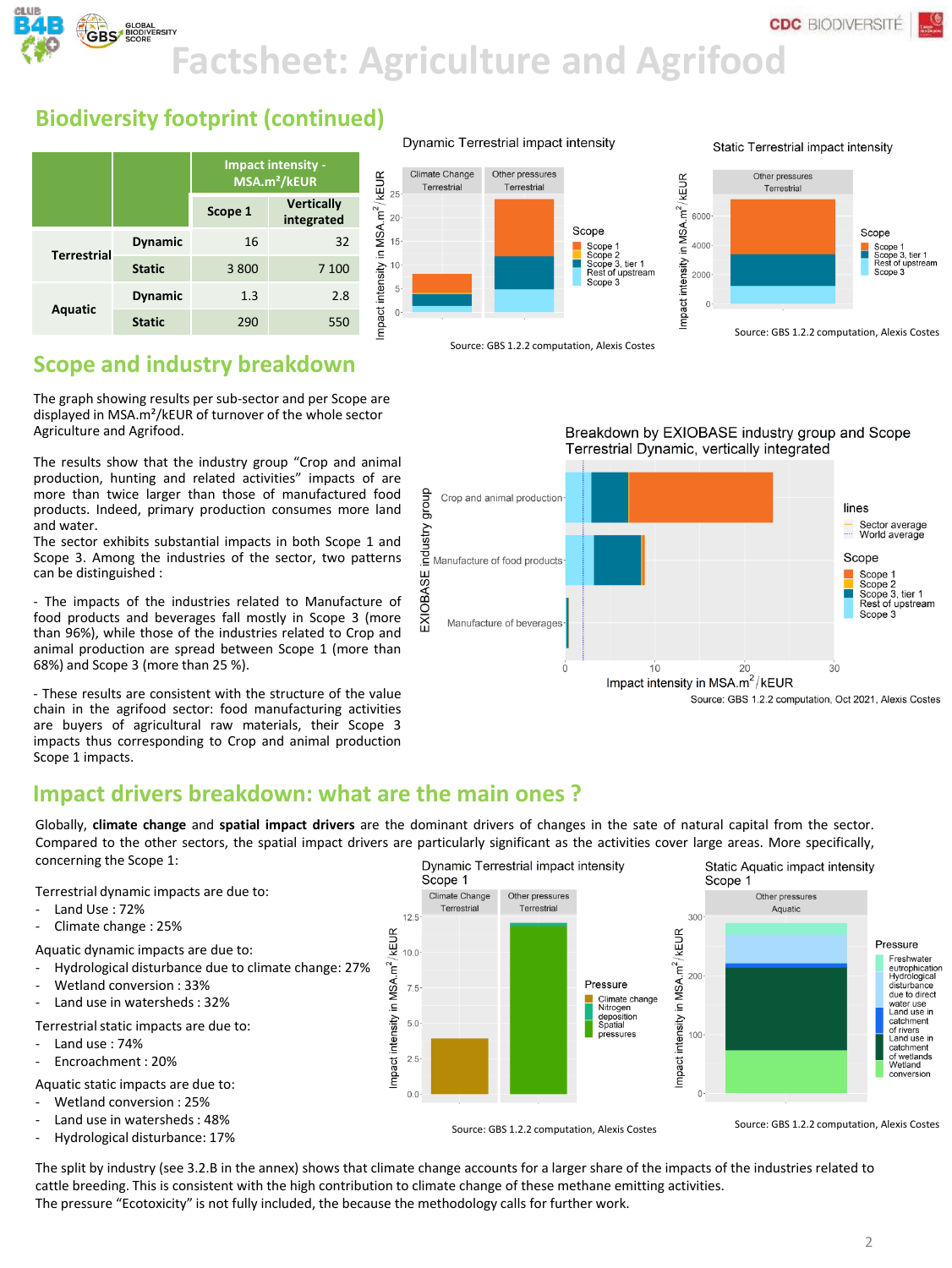# Factsheet: Agriculture and Agrifood

## Biodiversity footprint (continued)

| | | Impact intensity - MSA.m²/kEUR | |
|---|---|---|---|
| | | Scope 1 | Vertically integrated |
| Terrestrial | Dynamic | 16 | 32 |
| | Static | 3 800 | 7 100 |
| Aquatic | Dynamic | 1.3 | 2.8 |
| | Static | 290 | 550 |

Source: GBS 1.2.2 computation, Alexis Costes

Source: GBS 1.2.2 computation, Alexis Costes

## Scope and industry breakdown

The graph showing results per sub-sector and per Scope are displayed in MSA.m²/kEUR of turnover of the whole sector Agriculture and Agrifood.

The results show that the industry group "Crop and animal production, hunting and related activities" impacts of are more than twice larger than those of manufactured food products. Indeed, primary production consumes more land and water.
The sector exhibits substantial impacts in both Scope 1 and Scope 3. Among the industries of the sector, two patterns can be distinguished :

- The impacts of the industries related to Manufacture of food products and beverages fall mostly in Scope 3 (more than 96%), while those of the industries related to Crop and animal production are spread between Scope 1 (more than 68%) and Scope 3 (more than 25 %).

- These results are consistent with the structure of the value chain in the agrifood sector: food manufacturing activities are buyers of agricultural raw materials, their Scope 3 impacts thus corresponding to Crop and animal production Scope 1 impacts.

Source: GBS 1.2.2 computation, Oct 2021, Alexis Costes

## Impact drivers breakdown: what are the main ones ?

Globally, **climate change** and **spatial impact drivers** are the dominant drivers of changes in the sate of natural capital from the sector. Compared to the other sectors, the spatial impact drivers are particularly significant as the activities cover large areas. More specifically, concerning the Scope 1:

Terrestrial dynamic impacts are due to:
- Land Use : 72%
- Climate change : 25%

Aquatic dynamic impacts are due to:
- Hydrological disturbance due to climate change: 27%
- Wetland conversion : 33%
- Land use in watersheds : 32%

Terrestrial static impacts are due to:
- Land use : 74%
- Encroachment : 20%

Aquatic static impacts are due to:
- Wetland conversion : 25%
- Land use in watersheds : 48%
- Hydrological disturbance: 17%

Source: GBS 1.2.2 computation, Alexis Costes

Source: GBS 1.2.2 computation, Alexis Costes

The split by industry (see 3.2.B in the annex) shows that climate change accounts for a larger share of the impacts of the industries related to cattle breeding. This is consistent with the high contribution to climate change of these methane emitting activities.
The pressure "Ecotoxicity" is not fully included, the because the methodology calls for further work.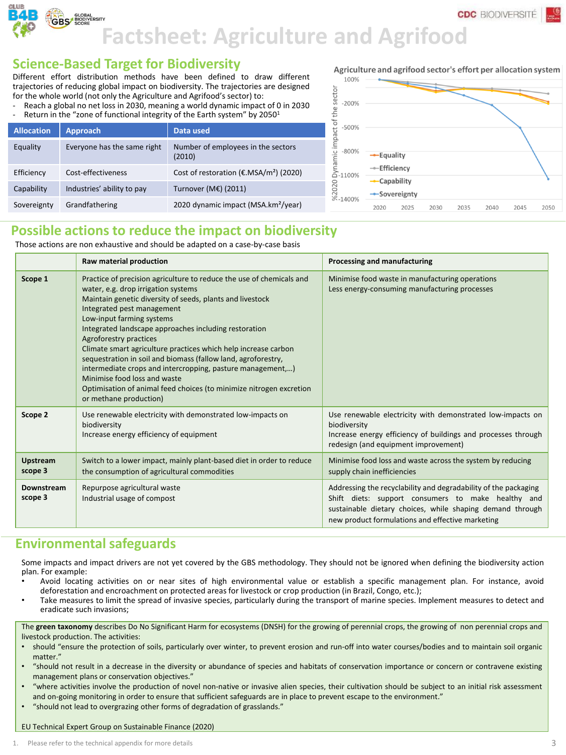# Factsheet: Agriculture and Agrifood

## Science-Based Target for Biodiversity

Different effort distribution methods have been defined to draw different trajectories of reducing global impact on biodiversity. The trajectories are designed for the whole world (not only the Agriculture and Agrifood's sector) to:

- Reach a global no net loss in 2030, meaning a world dynamic impact of 0 in 2030
- Return in the "zone of functional integrity of the Earth system" by 2050[1]

| Allocation | Approach | Data used |
|---|---|---|
| Equality | Everyone has the same right | Number of employees in the sectors (2010) |
| Efficiency | Cost-effectiveness | Cost of restoration (€.MSA/m²) (2020) |
| Capability | Industries' ability to pay | Turnover (M€) (2011) |
| Sovereignty | Grandfathering | 2020 dynamic impact (MSA.km²/year) |

**Agriculture and agrifood sector's effort per allocation system**

## Possible actions to reduce the impact on biodiversity

Those actions are non exhaustive and should be adapted on a case-by-case basis

| | Raw material production | Processing and manufacturing |
|---|---|---|
| **Scope 1** | Practice of precision agriculture to reduce the use of chemicals and water, e.g. drop irrigation systems<br>Maintain genetic diversity of seeds, plants and livestock<br>Integrated pest management<br>Low-input farming systems<br>Integrated landscape approaches including restoration<br>Agroforestry practices<br>Climate smart agriculture practices which help increase carbon sequestration in soil and biomass (fallow land, agroforestry, intermediate crops and intercropping, pasture management,…)<br>Minimise food loss and waste<br>Optimisation of animal feed choices (to minimize nitrogen excretion or methane production) | Minimise food waste in manufacturing operations<br>Less energy-consuming manufacturing processes |
| **Scope 2** | Use renewable electricity with demonstrated low-impacts on biodiversity<br>Increase energy efficiency of equipment | Use renewable electricity with demonstrated low-impacts on biodiversity<br>Increase energy efficiency of buildings and processes through redesign (and equipment improvement) |
| **Upstream scope 3** | Switch to a lower impact, mainly plant-based diet in order to reduce the consumption of agricultural commodities | Minimise food loss and waste across the system by reducing supply chain inefficiencies |
| **Downstream scope 3** | Repurpose agricultural waste<br>Industrial usage of compost | Addressing the recyclability and degradability of the packaging<br>Shift diets: support consumers to make healthy and sustainable dietary choices, while shaping demand through new product formulations and effective marketing |

## Environmental safeguards

Some impacts and impact drivers are not yet covered by the GBS methodology. They should not be ignored when defining the biodiversity action plan. For example:

- Avoid locating activities on or near sites of high environmental value or establish a specific management plan. For instance, avoid deforestation and encroachment on protected areas for livestock or crop production (in Brazil, Congo, etc.);
- Take measures to limit the spread of invasive species, particularly during the transport of marine species. Implement measures to detect and eradicate such invasions;

The **green taxonomy** describes Do No Significant Harm for ecosystems (DNSH) for the growing of perennial crops, the growing of non perennial crops and livestock production. The activities:

- should "ensure the protection of soils, particularly over winter, to prevent erosion and run-off into water courses/bodies and to maintain soil organic matter."
- "should not result in a decrease in the diversity or abundance of species and habitats of conservation importance or concern or contravene existing management plans or conservation objectives."
- "where activities involve the production of novel non-native or invasive alien species, their cultivation should be subject to an initial risk assessment and on-going monitoring in order to ensure that sufficient safeguards are in place to prevent escape to the environment."
- "should not lead to overgrazing other forms of degradation of grasslands."

EU Technical Expert Group on Sustainable Finance (2020)

1. Please refer to the technical appendix for more details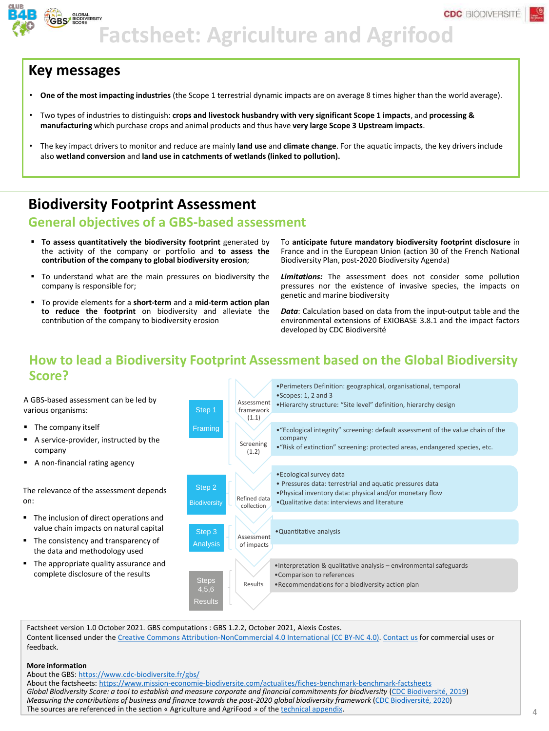# Factsheet: Agriculture and Agrifood

## Key messages

- **One of the most impacting industries** (the Scope 1 terrestrial dynamic impacts are on average 8 times higher than the world average).
- Two types of industries to distinguish: **crops and livestock husbandry with very significant Scope 1 impacts**, and **processing & manufacturing** which purchase crops and animal products and thus have **very large Scope 3 Upstream impacts**.
- The key impact drivers to monitor and reduce are mainly **land use** and **climate change**. For the aquatic impacts, the key drivers include also **wetland conversion** and **land use in catchments of wetlands (linked to pollution).**

## Biodiversity Footprint Assessment

### General objectives of a GBS-based assessment

- **To assess quantitatively the biodiversity footprint** generated by the activity of the company or portfolio and **to assess the contribution of the company to global biodiversity erosion**;
- To understand what are the main pressures on biodiversity the company is responsible for;
- To provide elements for a **short-term** and a **mid-term action plan to reduce the footprint** on biodiversity and alleviate the contribution of the company to biodiversity erosion

To **anticipate future mandatory biodiversity footprint disclosure** in France and in the European Union (action 30 of the French National Biodiversity Plan, post-2020 Biodiversity Agenda)

***Limitations:*** The assessment does not consider some pollution pressures nor the existence of invasive species, the impacts on genetic and marine biodiversity

***Data***: Calculation based on data from the input-output table and the environmental extensions of EXIOBASE 3.8.1 and the impact factors developed by CDC Biodiversité

### How to lead a Biodiversity Footprint Assessment based on the Global Biodiversity Score?

A GBS-based assessment can be led by various organisms:

- The company itself
- A service-provider, instructed by the company
- A non-financial rating agency

The relevance of the assessment depends on:

- The inclusion of direct operations and value chain impacts on natural capital
- The consistency and transparency of the data and methodology used
- The appropriate quality assurance and complete disclosure of the results

Step 1 – Framing

Assessment framework (1.1)
- Perimeters Definition: geographical, organisational, temporal
- Scopes: 1, 2 and 3
- Hierarchy structure: "Site level" definition, hierarchy design

Screening (1.2)
- "Ecological integrity" screening: default assessment of the value chain of the company
- "Risk of extinction" screening: protected areas, endangered species, etc.

Step 2 – Biodiversity

Refined data collection
- Ecological survey data
- Pressures data: terrestrial and aquatic pressures data
- Physical inventory data: physical and/or monetary flow
- Qualitative data: interviews and literature

Step 3 – Analysis

Assessment of impacts
- Quantitative analysis

Steps 4,5,6 – Results

Results
- Interpretation & qualitative analysis – environmental safeguards
- Comparison to references
- Recommendations for a biodiversity action plan

Factsheet version 1.0 October 2021. GBS computations : GBS 1.2.2, October 2021, Alexis Costes.
Content licensed under the Creative Commons Attribution-NonCommercial 4.0 International (CC BY-NC 4.0). Contact us for commercial uses or feedback.

**More information**
About the GBS: https://www.cdc-biodiversite.fr/gbs/
About the factsheets: https://www.mission-economie-biodiversite.com/actualites/fiches-benchmark-benchmark-factsheets
*Global Biodiversity Score: a tool to establish and measure corporate and financial commitments for biodiversity* (CDC Biodiversité, 2019)
*Measuring the contributions of business and finance towards the post-2020 global biodiversity framework* (CDC Biodiversité, 2020)
The sources are referenced in the section « Agriculture and AgriFood » of the technical appendix.